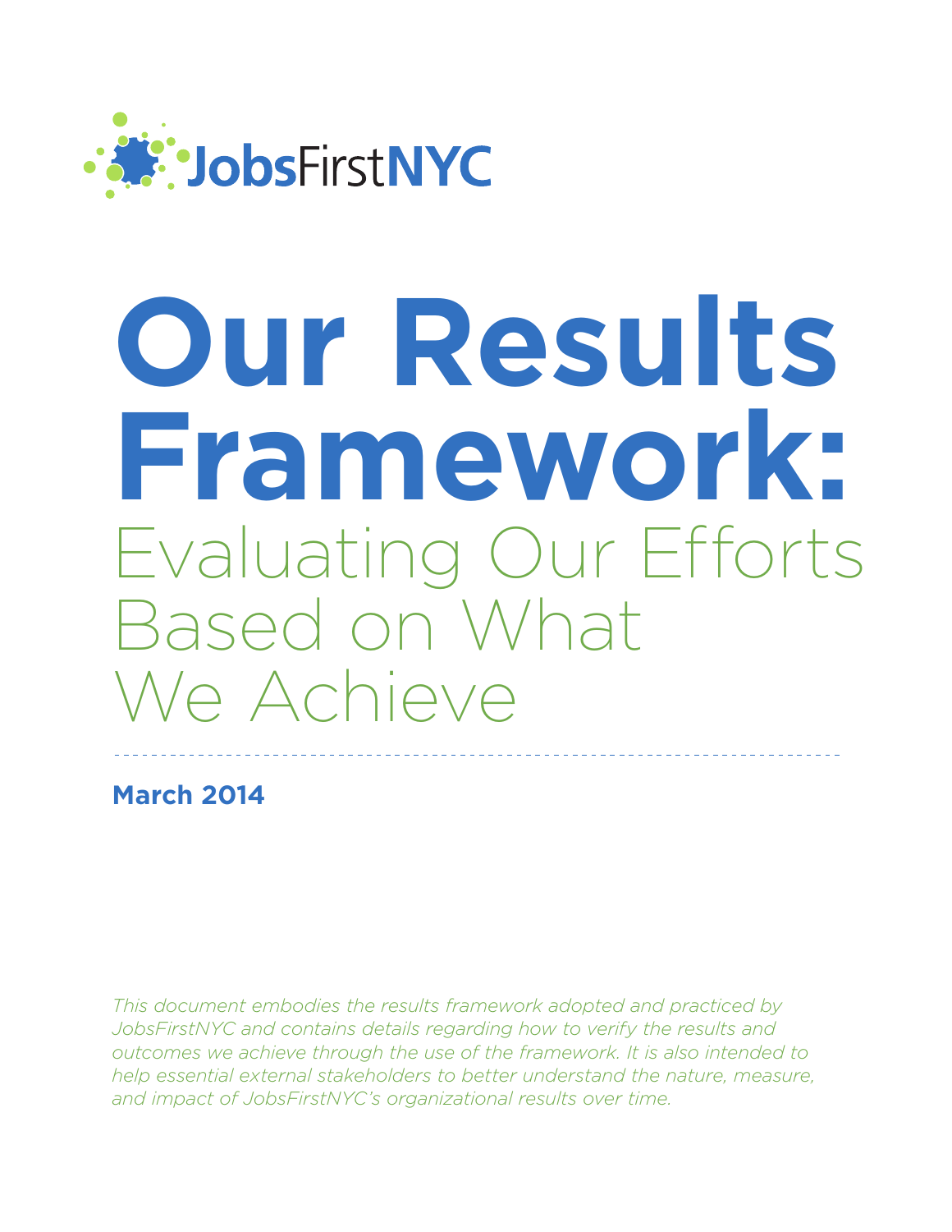JobsFirstNYC

# Our Results Framework:

## Evaluating Our Efforts Based on What We Achieve

**March 2014**

*This document embodies the results framework adopted and practiced by JobsFirstNYC and contains details regarding how to verify the results and outcomes we achieve through the use of the framework. It is also intended to help essential external stakeholders to better understand the nature, measure, and impact of JobsFirstNYC's organizational results over time.*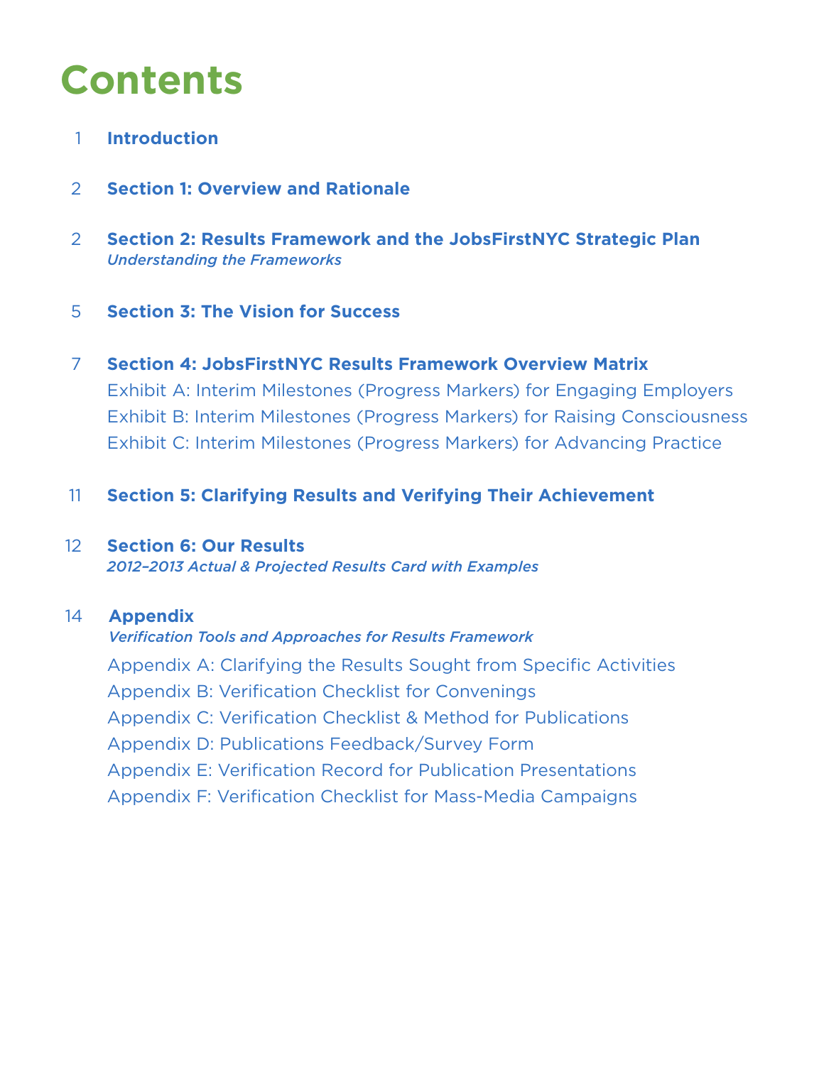# Contents

1 **Introduction**

2 **Section 1: Overview and Rationale**

2 **Section 2: Results Framework and the JobsFirstNYC Strategic Plan**
*Understanding the Frameworks*

5 **Section 3: The Vision for Success**

7 **Section 4: JobsFirstNYC Results Framework Overview Matrix**
Exhibit A: Interim Milestones (Progress Markers) for Engaging Employers
Exhibit B: Interim Milestones (Progress Markers) for Raising Consciousness
Exhibit C: Interim Milestones (Progress Markers) for Advancing Practice

11 **Section 5: Clarifying Results and Verifying Their Achievement**

12 **Section 6: Our Results**
*2012–2013 Actual & Projected Results Card with Examples*

14 **Appendix**
*Verification Tools and Approaches for Results Framework*
Appendix A: Clarifying the Results Sought from Specific Activities
Appendix B: Verification Checklist for Convenings
Appendix C: Verification Checklist & Method for Publications
Appendix D: Publications Feedback/Survey Form
Appendix E: Verification Record for Publication Presentations
Appendix F: Verification Checklist for Mass-Media Campaigns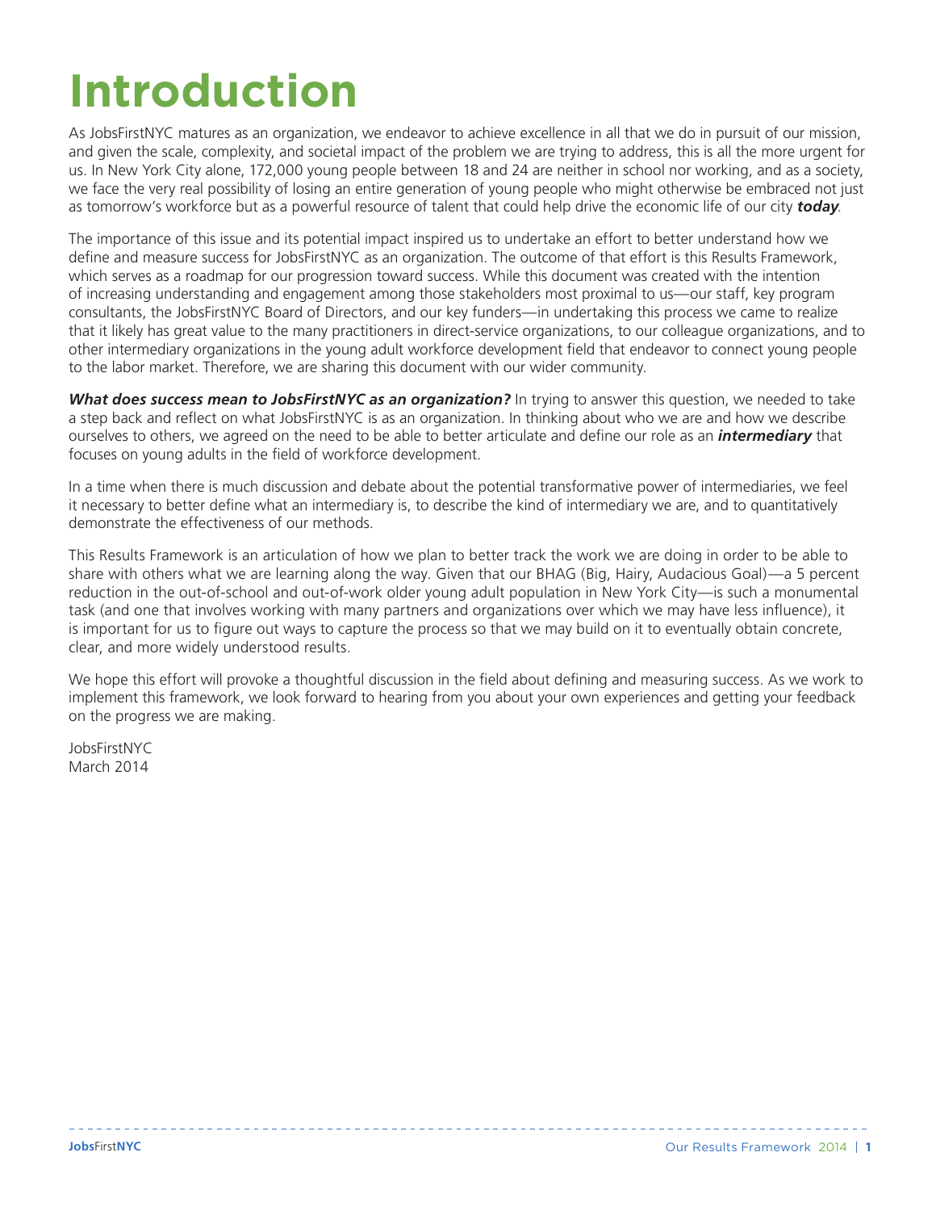# Introduction

As JobsFirstNYC matures as an organization, we endeavor to achieve excellence in all that we do in pursuit of our mission, and given the scale, complexity, and societal impact of the problem we are trying to address, this is all the more urgent for us. In New York City alone, 172,000 young people between 18 and 24 are neither in school nor working, and as a society, we face the very real possibility of losing an entire generation of young people who might otherwise be embraced not just as tomorrow's workforce but as a powerful resource of talent that could help drive the economic life of our city ***today***.

The importance of this issue and its potential impact inspired us to undertake an effort to better understand how we define and measure success for JobsFirstNYC as an organization. The outcome of that effort is this Results Framework, which serves as a roadmap for our progression toward success. While this document was created with the intention of increasing understanding and engagement among those stakeholders most proximal to us—our staff, key program consultants, the JobsFirstNYC Board of Directors, and our key funders—in undertaking this process we came to realize that it likely has great value to the many practitioners in direct-service organizations, to our colleague organizations, and to other intermediary organizations in the young adult workforce development field that endeavor to connect young people to the labor market. Therefore, we are sharing this document with our wider community.

***What does success mean to JobsFirstNYC as an organization?*** In trying to answer this question, we needed to take a step back and reflect on what JobsFirstNYC is as an organization. In thinking about who we are and how we describe ourselves to others, we agreed on the need to be able to better articulate and define our role as an ***intermediary*** that focuses on young adults in the field of workforce development.

In a time when there is much discussion and debate about the potential transformative power of intermediaries, we feel it necessary to better define what an intermediary is, to describe the kind of intermediary we are, and to quantitatively demonstrate the effectiveness of our methods.

This Results Framework is an articulation of how we plan to better track the work we are doing in order to be able to share with others what we are learning along the way. Given that our BHAG (Big, Hairy, Audacious Goal)—a 5 percent reduction in the out-of-school and out-of-work older young adult population in New York City—is such a monumental task (and one that involves working with many partners and organizations over which we may have less influence), it is important for us to figure out ways to capture the process so that we may build on it to eventually obtain concrete, clear, and more widely understood results.

We hope this effort will provoke a thoughtful discussion in the field about defining and measuring success. As we work to implement this framework, we look forward to hearing from you about your own experiences and getting your feedback on the progress we are making.

JobsFirstNYC
March 2014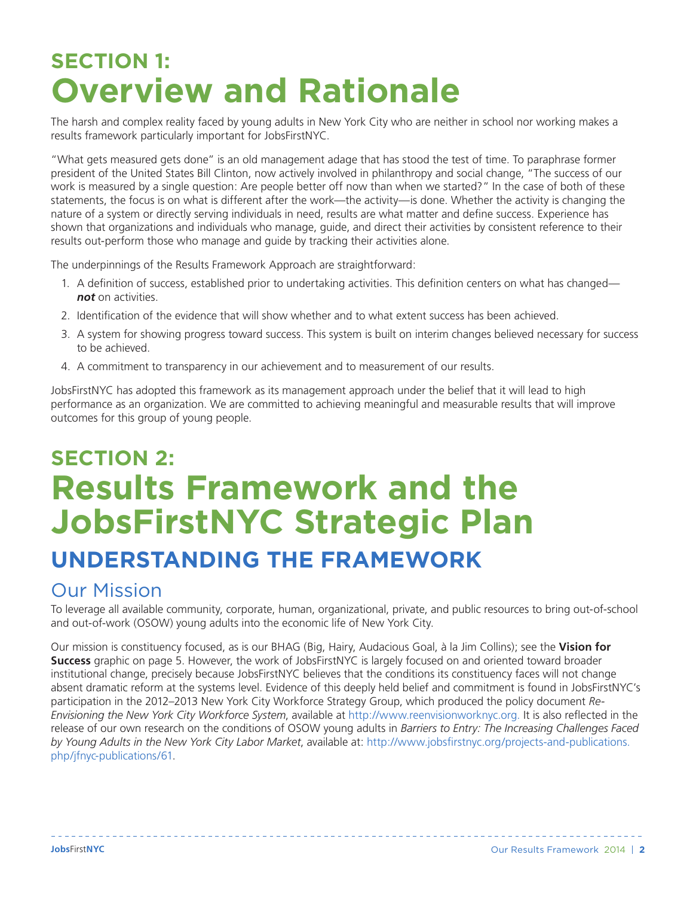# SECTION 1: Overview and Rationale

The harsh and complex reality faced by young adults in New York City who are neither in school nor working makes a results framework particularly important for JobsFirstNYC.

"What gets measured gets done" is an old management adage that has stood the test of time. To paraphrase former president of the United States Bill Clinton, now actively involved in philanthropy and social change, "The success of our work is measured by a single question: Are people better off now than when we started?" In the case of both of these statements, the focus is on what is different after the work—the activity—is done. Whether the activity is changing the nature of a system or directly serving individuals in need, results are what matter and define success. Experience has shown that organizations and individuals who manage, guide, and direct their activities by consistent reference to their results out-perform those who manage and guide by tracking their activities alone.

The underpinnings of the Results Framework Approach are straightforward:

1. A definition of success, established prior to undertaking activities. This definition centers on what has changed—***not*** on activities.
2. Identification of the evidence that will show whether and to what extent success has been achieved.
3. A system for showing progress toward success. This system is built on interim changes believed necessary for success to be achieved.
4. A commitment to transparency in our achievement and to measurement of our results.

JobsFirstNYC has adopted this framework as its management approach under the belief that it will lead to high performance as an organization. We are committed to achieving meaningful and measurable results that will improve outcomes for this group of young people.

# SECTION 2: Results Framework and the JobsFirstNYC Strategic Plan

## UNDERSTANDING THE FRAMEWORK

### Our Mission

To leverage all available community, corporate, human, organizational, private, and public resources to bring out-of-school and out-of-work (OSOW) young adults into the economic life of New York City.

Our mission is constituency focused, as is our BHAG (Big, Hairy, Audacious Goal, à la Jim Collins); see the **Vision for Success** graphic on page 5. However, the work of JobsFirstNYC is largely focused on and oriented toward broader institutional change, precisely because JobsFirstNYC believes that the conditions its constituency faces will not change absent dramatic reform at the systems level. Evidence of this deeply held belief and commitment is found in JobsFirstNYC's participation in the 2012–2013 New York City Workforce Strategy Group, which produced the policy document *Re-Envisioning the New York City Workforce System*, available at http://www.reenvisionworknyc.org. It is also reflected in the release of our own research on the conditions of OSOW young adults in *Barriers to Entry: The Increasing Challenges Faced by Young Adults in the New York City Labor Market*, available at: http://www.jobsfirstnyc.org/projects-and-publications.php/jfnyc-publications/61.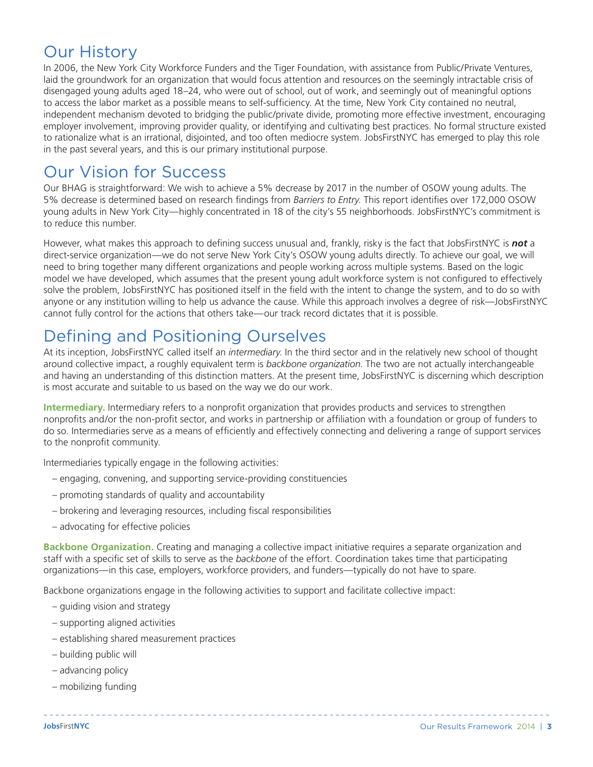## Our History

In 2006, the New York City Workforce Funders and the Tiger Foundation, with assistance from Public/Private Ventures, laid the groundwork for an organization that would focus attention and resources on the seemingly intractable crisis of disengaged young adults aged 18–24, who were out of school, out of work, and seemingly out of meaningful options to access the labor market as a possible means to self-sufficiency. At the time, New York City contained no neutral, independent mechanism devoted to bridging the public/private divide, promoting more effective investment, encouraging employer involvement, improving provider quality, or identifying and cultivating best practices. No formal structure existed to rationalize what is an irrational, disjointed, and too often mediocre system. JobsFirstNYC has emerged to play this role in the past several years, and this is our primary institutional purpose.

## Our Vision for Success

Our BHAG is straightforward: We wish to achieve a 5% decrease by 2017 in the number of OSOW young adults. The 5% decrease is determined based on research findings from *Barriers to Entry.* This report identifies over 172,000 OSOW young adults in New York City—highly concentrated in 18 of the city's 55 neighborhoods. JobsFirstNYC's commitment is to reduce this number.

However, what makes this approach to defining success unusual and, frankly, risky is the fact that JobsFirstNYC is ***not*** a direct-service organization—we do not serve New York City's OSOW young adults directly. To achieve our goal, we will need to bring together many different organizations and people working across multiple systems. Based on the logic model we have developed, which assumes that the present young adult workforce system is not configured to effectively solve the problem, JobsFirstNYC has positioned itself in the field with the intent to change the system, and to do so with anyone or any institution willing to help us advance the cause. While this approach involves a degree of risk—JobsFirstNYC cannot fully control for the actions that others take—our track record dictates that it is possible.

## Defining and Positioning Ourselves

At its inception, JobsFirstNYC called itself an *intermediary.* In the third sector and in the relatively new school of thought around collective impact, a roughly equivalent term is *backbone organization.* The two are not actually interchangeable and having an understanding of this distinction matters. At the present time, JobsFirstNYC is discerning which description is most accurate and suitable to us based on the way we do our work.

**Intermediary.** Intermediary refers to a nonprofit organization that provides products and services to strengthen nonprofits and/or the non-profit sector, and works in partnership or affiliation with a foundation or group of funders to do so. Intermediaries serve as a means of efficiently and effectively connecting and delivering a range of support services to the nonprofit community.

Intermediaries typically engage in the following activities:

- engaging, convening, and supporting service-providing constituencies
- promoting standards of quality and accountability
- brokering and leveraging resources, including fiscal responsibilities
- advocating for effective policies

**Backbone Organization.** Creating and managing a collective impact initiative requires a separate organization and staff with a specific set of skills to serve as the *backbone* of the effort. Coordination takes time that participating organizations—in this case, employers, workforce providers, and funders—typically do not have to spare.

Backbone organizations engage in the following activities to support and facilitate collective impact:

- guiding vision and strategy
- supporting aligned activities
- establishing shared measurement practices
- building public will
- advancing policy
- mobilizing funding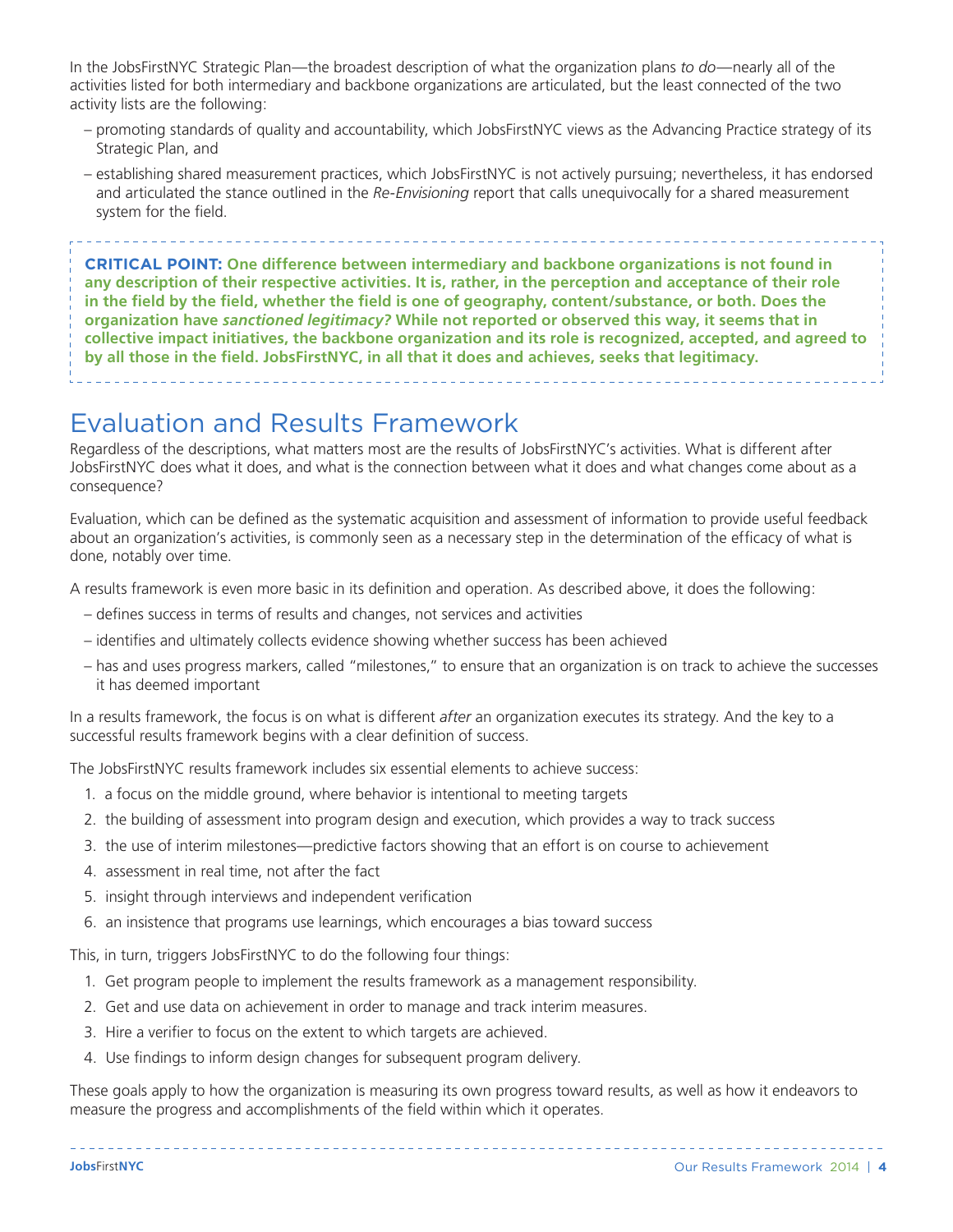In the JobsFirstNYC Strategic Plan—the broadest description of what the organization plans *to do*—nearly all of the activities listed for both intermediary and backbone organizations are articulated, but the least connected of the two activity lists are the following:

– promoting standards of quality and accountability, which JobsFirstNYC views as the Advancing Practice strategy of its Strategic Plan, and

– establishing shared measurement practices, which JobsFirstNYC is not actively pursuing; nevertheless, it has endorsed and articulated the stance outlined in the *Re-Envisioning* report that calls unequivocally for a shared measurement system for the field.

**CRITICAL POINT: One difference between intermediary and backbone organizations is not found in any description of their respective activities. It is, rather, in the perception and acceptance of their role in the field by the field, whether the field is one of geography, content/substance, or both. Does the organization have *sanctioned legitimacy?* While not reported or observed this way, it seems that in collective impact initiatives, the backbone organization and its role is recognized, accepted, and agreed to by all those in the field. JobsFirstNYC, in all that it does and achieves, seeks that legitimacy.**

## Evaluation and Results Framework

Regardless of the descriptions, what matters most are the results of JobsFirstNYC's activities. What is different after JobsFirstNYC does what it does, and what is the connection between what it does and what changes come about as a consequence?

Evaluation, which can be defined as the systematic acquisition and assessment of information to provide useful feedback about an organization's activities, is commonly seen as a necessary step in the determination of the efficacy of what is done, notably over time.

A results framework is even more basic in its definition and operation. As described above, it does the following:

– defines success in terms of results and changes, not services and activities

– identifies and ultimately collects evidence showing whether success has been achieved

– has and uses progress markers, called "milestones," to ensure that an organization is on track to achieve the successes it has deemed important

In a results framework, the focus is on what is different *after* an organization executes its strategy. And the key to a successful results framework begins with a clear definition of success.

The JobsFirstNYC results framework includes six essential elements to achieve success:

1. a focus on the middle ground, where behavior is intentional to meeting targets
2. the building of assessment into program design and execution, which provides a way to track success
3. the use of interim milestones—predictive factors showing that an effort is on course to achievement
4. assessment in real time, not after the fact
5. insight through interviews and independent verification
6. an insistence that programs use learnings, which encourages a bias toward success

This, in turn, triggers JobsFirstNYC to do the following four things:

1. Get program people to implement the results framework as a management responsibility.
2. Get and use data on achievement in order to manage and track interim measures.
3. Hire a verifier to focus on the extent to which targets are achieved.
4. Use findings to inform design changes for subsequent program delivery.

These goals apply to how the organization is measuring its own progress toward results, as well as how it endeavors to measure the progress and accomplishments of the field within which it operates.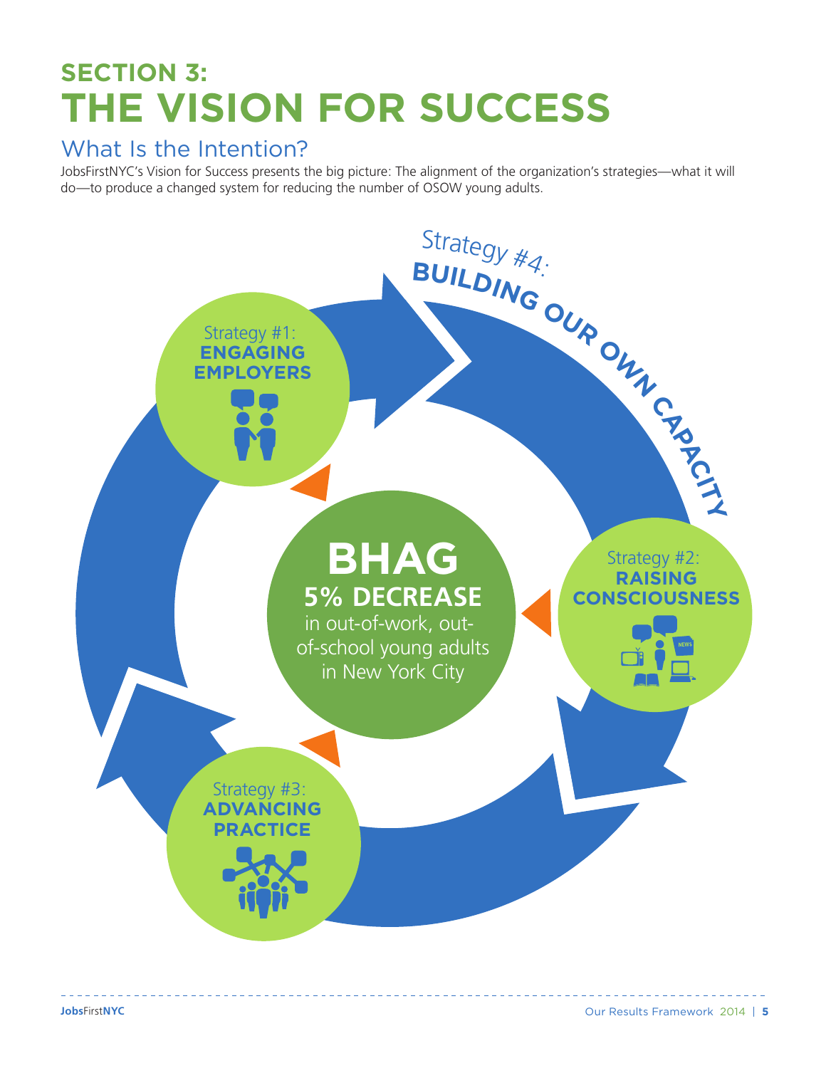## SECTION 3:

# THE VISION FOR SUCCESS

### What Is the Intention?

JobsFirstNYC's Vision for Success presents the big picture: The alignment of the organization's strategies—what it will do—to produce a changed system for reducing the number of OSOW young adults.

Strategy #4: **BUILDING OUR OWN CAPACITY**

Strategy #1: **ENGAGING EMPLOYERS**

Strategy #2: **RAISING CONSCIOUSNESS**

Strategy #3: **ADVANCING PRACTICE**

**BHAG**

**5% DECREASE**

in out-of-work, out-of-school young adults in New York City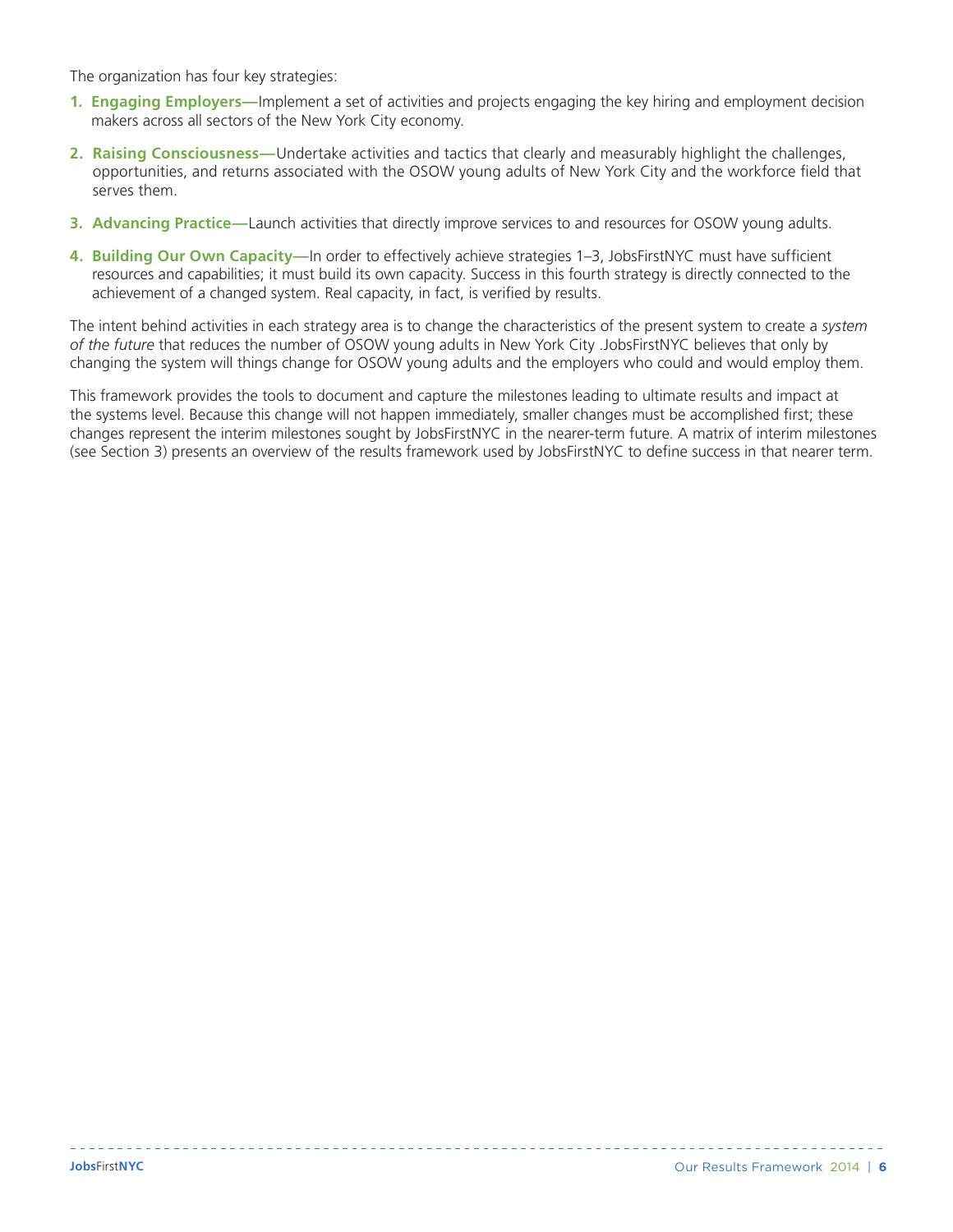The organization has four key strategies:

1. **Engaging Employers—**Implement a set of activities and projects engaging the key hiring and employment decision makers across all sectors of the New York City economy.
2. **Raising Consciousness—**Undertake activities and tactics that clearly and measurably highlight the challenges, opportunities, and returns associated with the OSOW young adults of New York City and the workforce field that serves them.
3. **Advancing Practice—**Launch activities that directly improve services to and resources for OSOW young adults.
4. **Building Our Own Capacity—**In order to effectively achieve strategies 1–3, JobsFirstNYC must have sufficient resources and capabilities; it must build its own capacity. Success in this fourth strategy is directly connected to the achievement of a changed system. Real capacity, in fact, is verified by results.

The intent behind activities in each strategy area is to change the characteristics of the present system to create a *system of the future* that reduces the number of OSOW young adults in New York City .JobsFirstNYC believes that only by changing the system will things change for OSOW young adults and the employers who could and would employ them.

This framework provides the tools to document and capture the milestones leading to ultimate results and impact at the systems level. Because this change will not happen immediately, smaller changes must be accomplished first; these changes represent the interim milestones sought by JobsFirstNYC in the nearer-term future. A matrix of interim milestones (see Section 3) presents an overview of the results framework used by JobsFirstNYC to define success in that nearer term.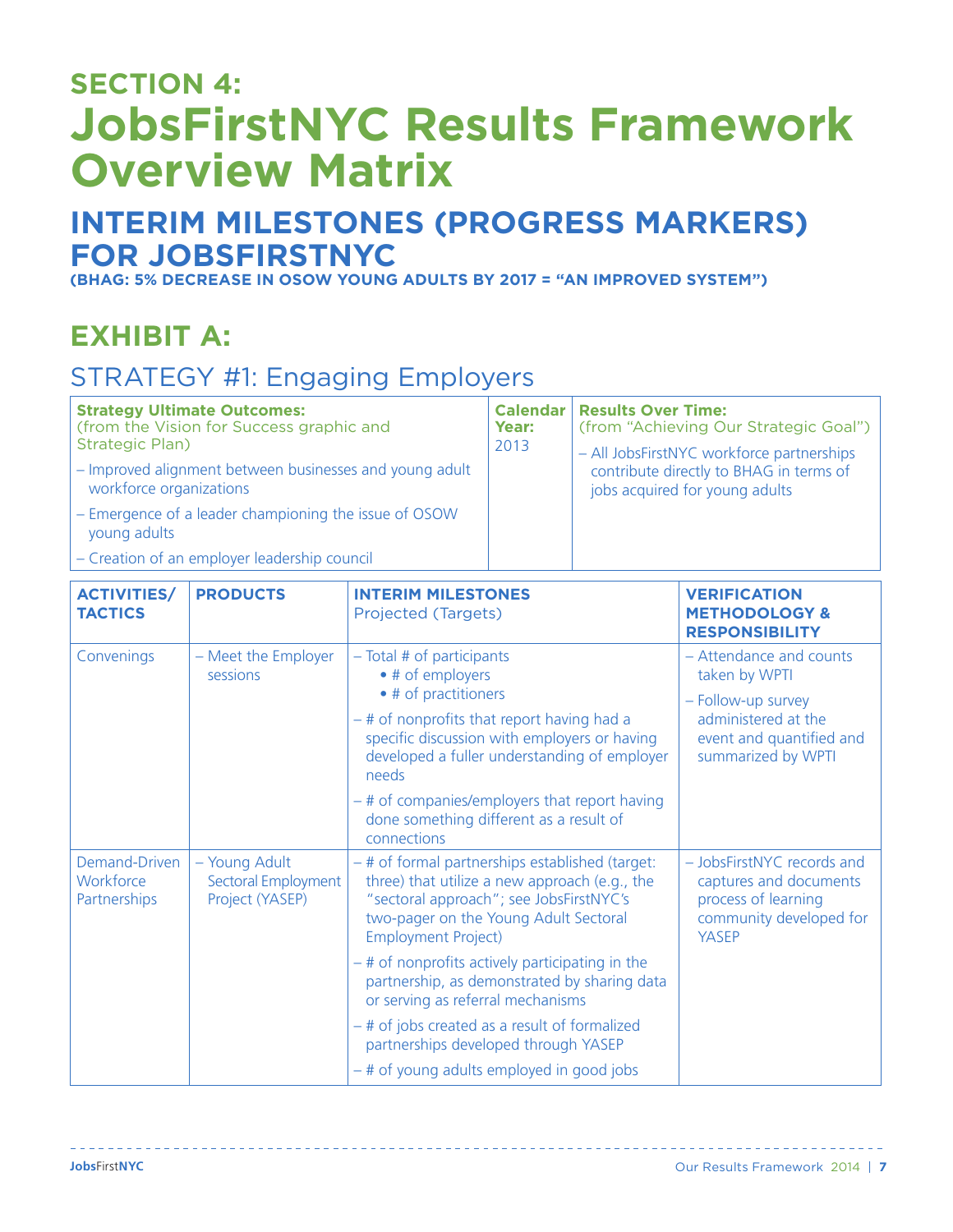# SECTION 4: JobsFirstNYC Results Framework Overview Matrix

## INTERIM MILESTONES (PROGRESS MARKERS) FOR JOBSFIRSTNYC

**(BHAG: 5% DECREASE IN OSOW YOUNG ADULTS BY 2017 = "AN IMPROVED SYSTEM")**

## EXHIBIT A:

### STRATEGY #1: Engaging Employers

| **Strategy Ultimate Outcomes:** (from the Vision for Success graphic and Strategic Plan) | **Calendar Year:** 2013 | **Results Over Time:** (from "Achieving Our Strategic Goal") |
|---|---|---|
| – Improved alignment between businesses and young adult workforce organizations<br>– Emergence of a leader championing the issue of OSOW young adults<br>– Creation of an employer leadership council | | – All JobsFirstNYC workforce partnerships contribute directly to BHAG in terms of jobs acquired for young adults |

| ACTIVITIES/ TACTICS | PRODUCTS | INTERIM MILESTONES Projected (Targets) | VERIFICATION METHODOLOGY & RESPONSIBILITY |
|---|---|---|---|
| Convenings | – Meet the Employer sessions | – Total # of participants<br>• # of employers<br>• # of practitioners<br>– # of nonprofits that report having had a specific discussion with employers or having developed a fuller understanding of employer needs<br>– # of companies/employers that report having done something different as a result of connections | – Attendance and counts taken by WPTI<br>– Follow-up survey administered at the event and quantified and summarized by WPTI |
| Demand-Driven Workforce Partnerships | – Young Adult Sectoral Employment Project (YASEP) | – # of formal partnerships established (target: three) that utilize a new approach (e.g., the "sectoral approach"; see JobsFirstNYC's two-pager on the Young Adult Sectoral Employment Project)<br>– # of nonprofits actively participating in the partnership, as demonstrated by sharing data or serving as referral mechanisms<br>– # of jobs created as a result of formalized partnerships developed through YASEP<br>– # of young adults employed in good jobs | – JobsFirstNYC records and captures and documents process of learning community developed for YASEP |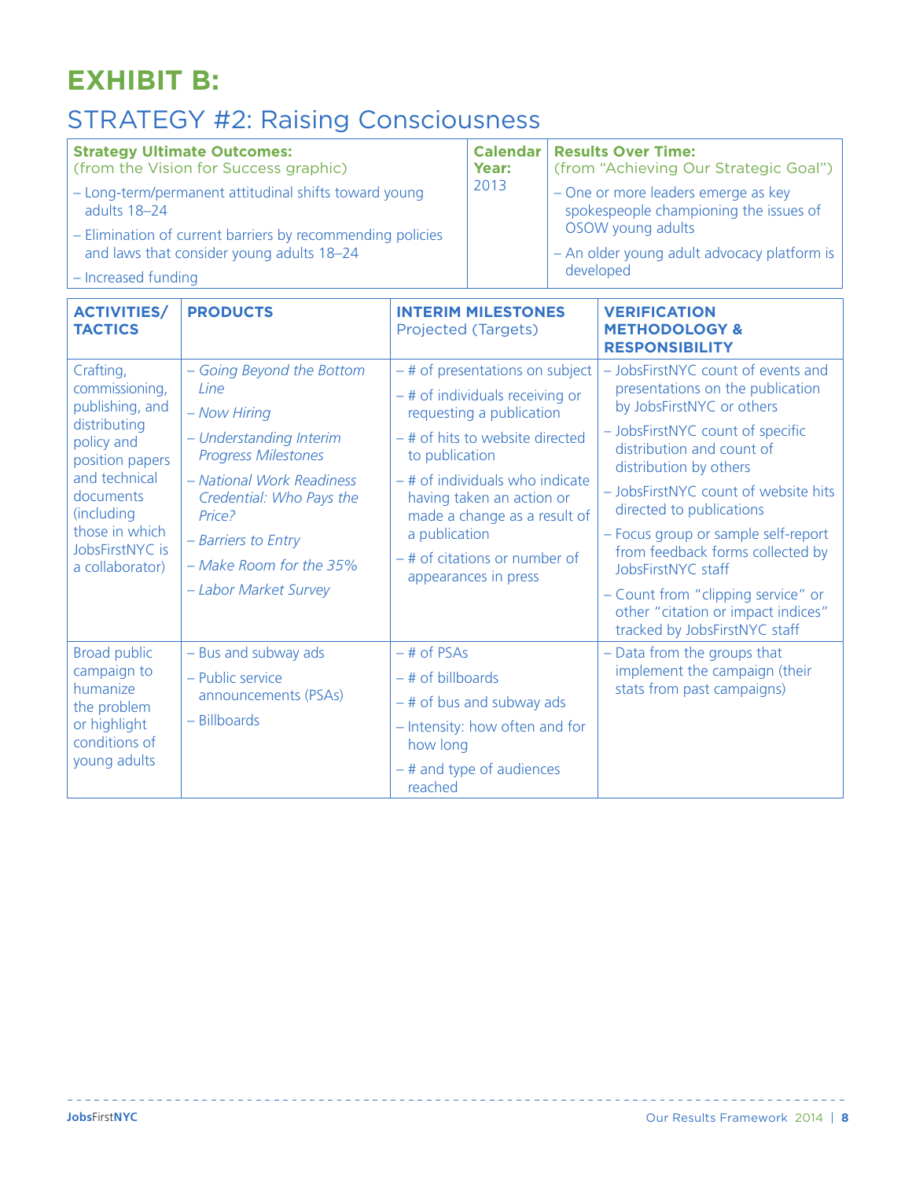# EXHIBIT B:

## STRATEGY #2: Raising Consciousness

| **Strategy Ultimate Outcomes:** (from the Vision for Success graphic) | **Calendar Year:** | **Results Over Time:** (from "Achieving Our Strategic Goal") |
|---|---|---|
| – Long-term/permanent attitudinal shifts toward young adults 18–24<br>– Elimination of current barriers by recommending policies and laws that consider young adults 18–24<br>– Increased funding | 2013 | – One or more leaders emerge as key spokespeople championing the issues of OSOW young adults<br>– An older young adult advocacy platform is developed |

| **ACTIVITIES/ TACTICS** | **PRODUCTS** | **INTERIM MILESTONES** Projected (Targets) | **VERIFICATION METHODOLOGY & RESPONSIBILITY** |
|---|---|---|---|
| Crafting, commissioning, publishing, and distributing policy and position papers and technical documents (including those in which JobsFirstNYC is a collaborator) | – *Going Beyond the Bottom Line*<br>– *Now Hiring*<br>– *Understanding Interim Progress Milestones*<br>– *National Work Readiness Credential: Who Pays the Price?*<br>– *Barriers to Entry*<br>– *Make Room for the 35%*<br>– *Labor Market Survey* | – # of presentations on subject<br>– # of individuals receiving or requesting a publication<br>– # of hits to website directed to publication<br>– # of individuals who indicate having taken an action or made a change as a result of a publication<br>– # of citations or number of appearances in press | – JobsFirstNYC count of events and presentations on the publication by JobsFirstNYC or others<br>– JobsFirstNYC count of specific distribution and count of distribution by others<br>– JobsFirstNYC count of website hits directed to publications<br>– Focus group or sample self-report from feedback forms collected by JobsFirstNYC staff<br>– Count from "clipping service" or other "citation or impact indices" tracked by JobsFirstNYC staff |
| Broad public campaign to humanize the problem or highlight conditions of young adults | – Bus and subway ads<br>– Public service announcements (PSAs)<br>– Billboards | – # of PSAs<br>– # of billboards<br>– # of bus and subway ads<br>– Intensity: how often and for how long<br>– # and type of audiences reached | – Data from the groups that implement the campaign (their stats from past campaigns) |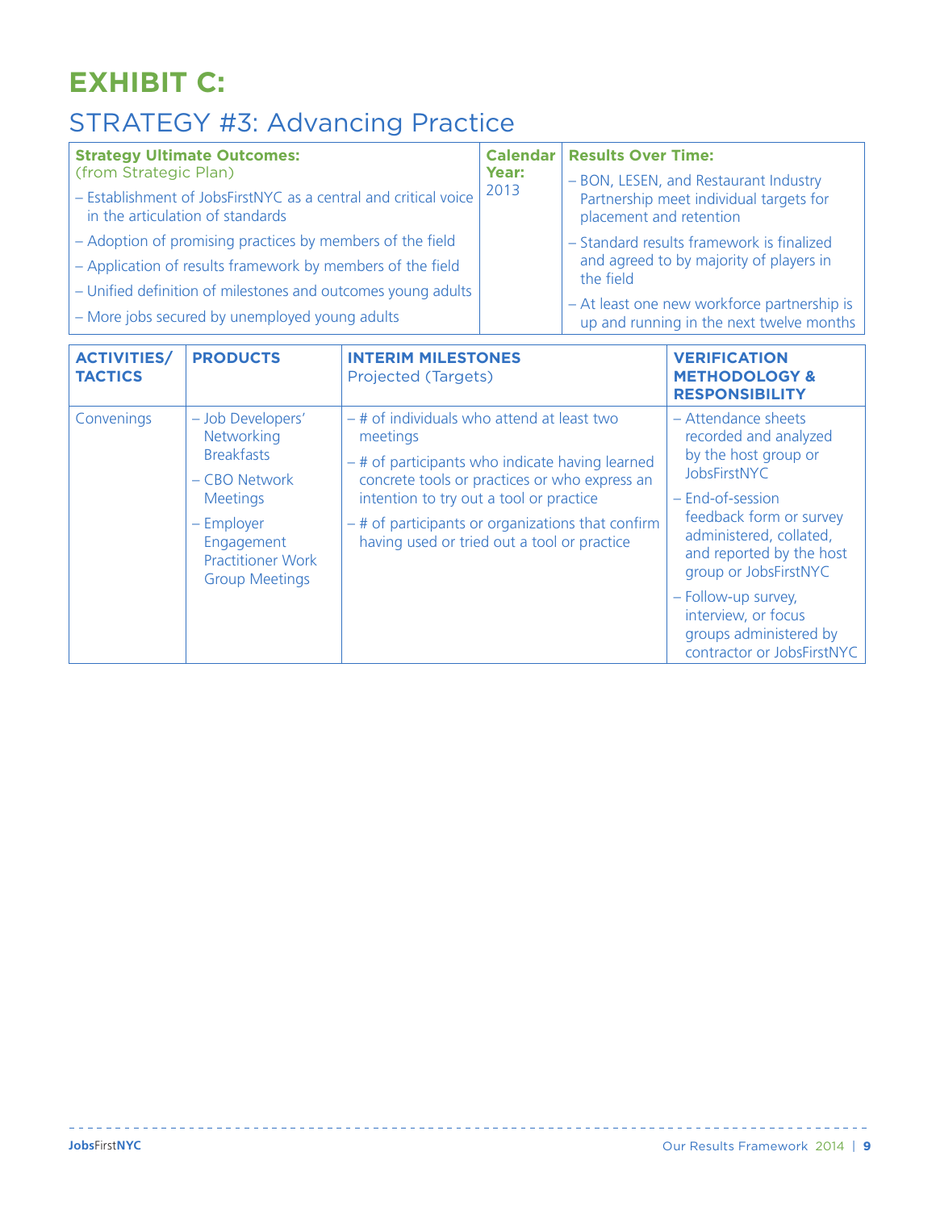# EXHIBIT C:

## STRATEGY #3: Advancing Practice

| Strategy Ultimate Outcomes: (from Strategic Plan) | Calendar Year: 2013 | Results Over Time: |
|---|---|---|
| – Establishment of JobsFirstNYC as a central and critical voice in the articulation of standards<br>– Adoption of promising practices by members of the field<br>– Application of results framework by members of the field<br>– Unified definition of milestones and outcomes young adults<br>– More jobs secured by unemployed young adults | | – BON, LESEN, and Restaurant Industry Partnership meet individual targets for placement and retention<br>– Standard results framework is finalized and agreed to by majority of players in the field<br>– At least one new workforce partnership is up and running in the next twelve months |

| ACTIVITIES/ TACTICS | PRODUCTS | INTERIM MILESTONES Projected (Targets) | VERIFICATION METHODOLOGY & RESPONSIBILITY |
|---|---|---|---|
| Convenings | – Job Developers' Networking Breakfasts<br>– CBO Network Meetings<br>– Employer Engagement Practitioner Work Group Meetings | – # of individuals who attend at least two meetings<br>– # of participants who indicate having learned concrete tools or practices or who express an intention to try out a tool or practice<br>– # of participants or organizations that confirm having used or tried out a tool or practice | – Attendance sheets recorded and analyzed by the host group or JobsFirstNYC<br>– End-of-session feedback form or survey administered, collated, and reported by the host group or JobsFirstNYC<br>– Follow-up survey, interview, or focus groups administered by contractor or JobsFirstNYC |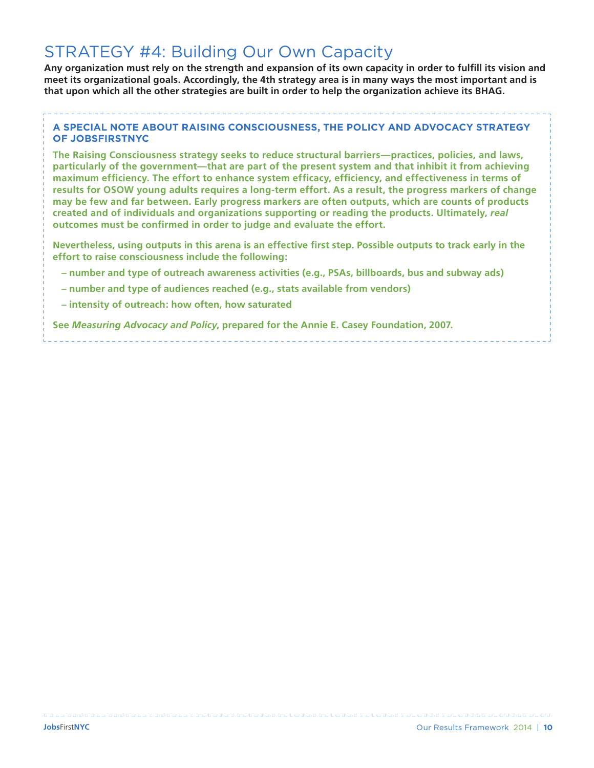# STRATEGY #4: Building Our Own Capacity

**Any organization must rely on the strength and expansion of its own capacity in order to fulfill its vision and meet its organizational goals. Accordingly, the 4th strategy area is in many ways the most important and is that upon which all the other strategies are built in order to help the organization achieve its BHAG.**

### A SPECIAL NOTE ABOUT RAISING CONSCIOUSNESS, THE POLICY AND ADVOCACY STRATEGY OF JOBSFIRSTNYC

**The Raising Consciousness strategy seeks to reduce structural barriers—practices, policies, and laws, particularly of the government—that are part of the present system and that inhibit it from achieving maximum efficiency. The effort to enhance system efficacy, efficiency, and effectiveness in terms of results for OSOW young adults requires a long-term effort. As a result, the progress markers of change may be few and far between. Early progress markers are often outputs, which are counts of products created and of individuals and organizations supporting or reading the products. Ultimately, *real* outcomes must be confirmed in order to judge and evaluate the effort.**

**Nevertheless, using outputs in this arena is an effective first step. Possible outputs to track early in the effort to raise consciousness include the following:**

- **number and type of outreach awareness activities (e.g., PSAs, billboards, bus and subway ads)**
- **number and type of audiences reached (e.g., stats available from vendors)**
- **intensity of outreach: how often, how saturated**

**See *Measuring Advocacy and Policy*, prepared for the Annie E. Casey Foundation, 2007.**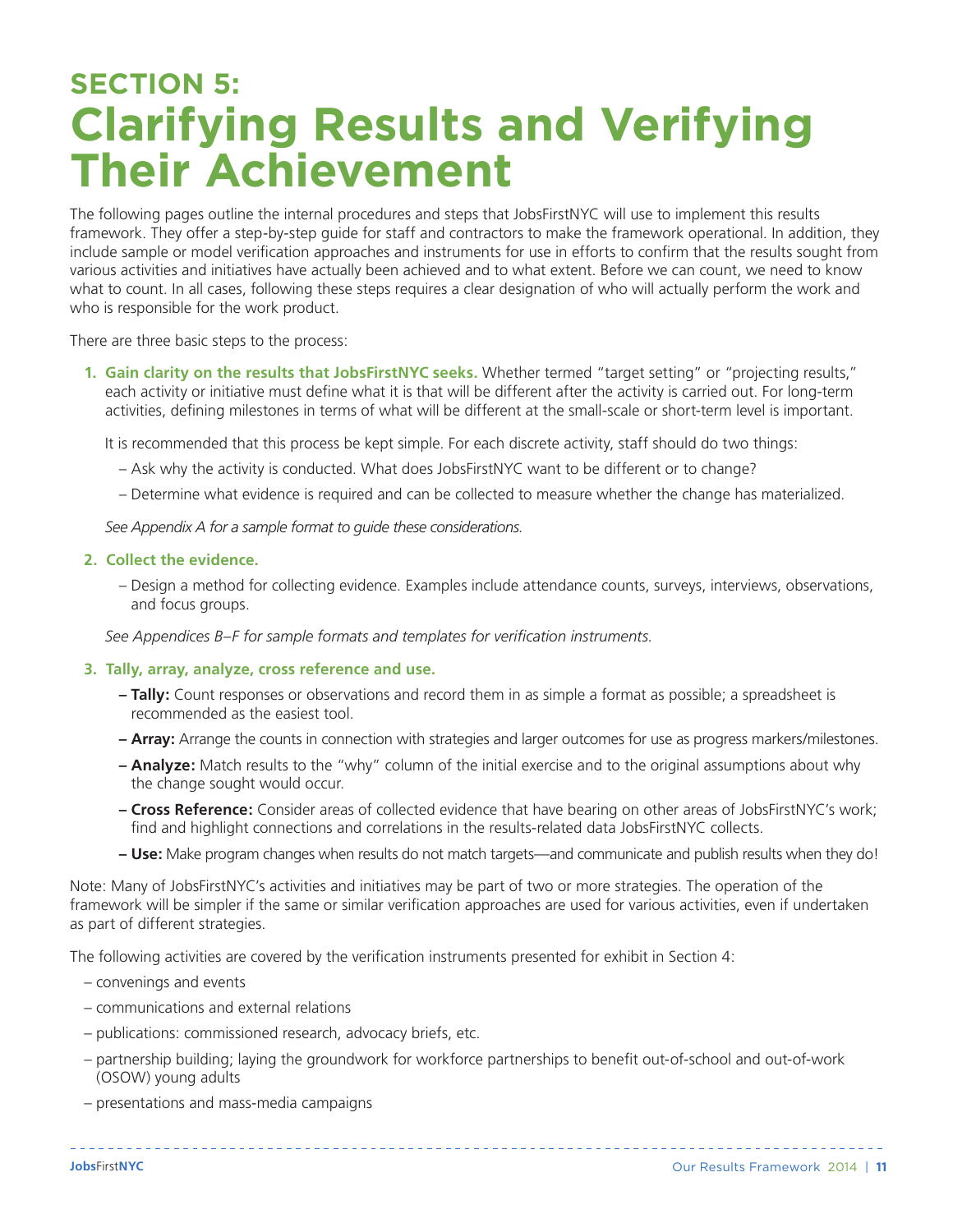# SECTION 5: Clarifying Results and Verifying Their Achievement

The following pages outline the internal procedures and steps that JobsFirstNYC will use to implement this results framework. They offer a step-by-step guide for staff and contractors to make the framework operational. In addition, they include sample or model verification approaches and instruments for use in efforts to confirm that the results sought from various activities and initiatives have actually been achieved and to what extent. Before we can count, we need to know what to count. In all cases, following these steps requires a clear designation of who will actually perform the work and who is responsible for the work product.

There are three basic steps to the process:

1. **Gain clarity on the results that JobsFirstNYC seeks.** Whether termed "target setting" or "projecting results," each activity or initiative must define what it is that will be different after the activity is carried out. For long-term activities, defining milestones in terms of what will be different at the small-scale or short-term level is important.

   It is recommended that this process be kept simple. For each discrete activity, staff should do two things:

   – Ask why the activity is conducted. What does JobsFirstNYC want to be different or to change?

   – Determine what evidence is required and can be collected to measure whether the change has materialized.

   *See Appendix A for a sample format to guide these considerations.*

2. **Collect the evidence.**

   – Design a method for collecting evidence. Examples include attendance counts, surveys, interviews, observations, and focus groups.

   *See Appendices B–F for sample formats and templates for verification instruments.*

3. **Tally, array, analyze, cross reference and use.**

   – **Tally:** Count responses or observations and record them in as simple a format as possible; a spreadsheet is recommended as the easiest tool.

   – **Array:** Arrange the counts in connection with strategies and larger outcomes for use as progress markers/milestones.

   – **Analyze:** Match results to the "why" column of the initial exercise and to the original assumptions about why the change sought would occur.

   – **Cross Reference:** Consider areas of collected evidence that have bearing on other areas of JobsFirstNYC's work; find and highlight connections and correlations in the results-related data JobsFirstNYC collects.

   – **Use:** Make program changes when results do not match targets—and communicate and publish results when they do!

Note: Many of JobsFirstNYC's activities and initiatives may be part of two or more strategies. The operation of the framework will be simpler if the same or similar verification approaches are used for various activities, even if undertaken as part of different strategies.

The following activities are covered by the verification instruments presented for exhibit in Section 4:

– convenings and events

– communications and external relations

– publications: commissioned research, advocacy briefs, etc.

– partnership building; laying the groundwork for workforce partnerships to benefit out-of-school and out-of-work (OSOW) young adults

– presentations and mass-media campaigns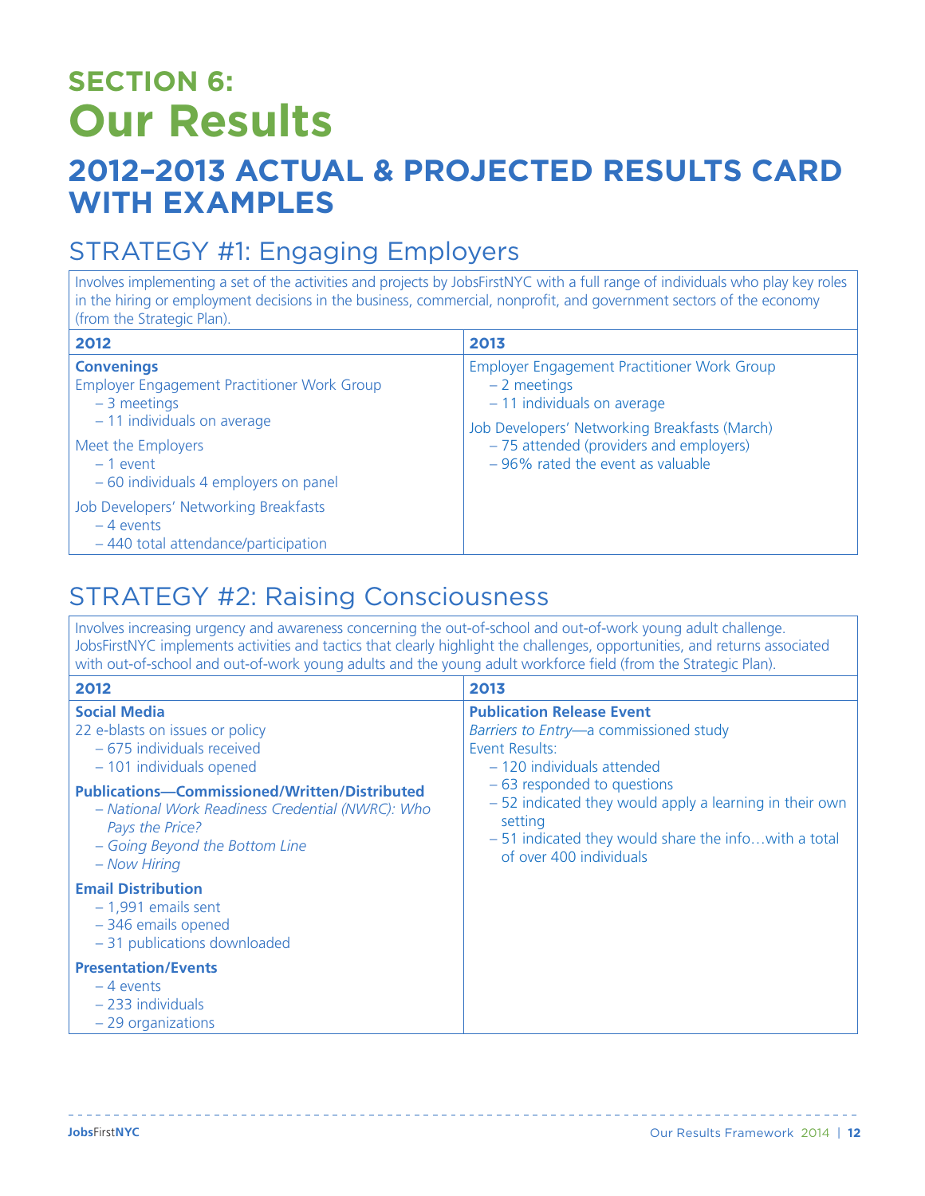# SECTION 6: Our Results

## 2012–2013 ACTUAL & PROJECTED RESULTS CARD WITH EXAMPLES

### STRATEGY #1: Engaging Employers

Involves implementing a set of the activities and projects by JobsFirstNYC with a full range of individuals who play key roles in the hiring or employment decisions in the business, commercial, nonprofit, and government sectors of the economy (from the Strategic Plan).

| 2012 | 2013 |
|---|---|
| **Convenings**<br>Employer Engagement Practitioner Work Group<br>– 3 meetings<br>– 11 individuals on average<br><br>Meet the Employers<br>– 1 event<br>– 60 individuals 4 employers on panel<br><br>Job Developers' Networking Breakfasts<br>– 4 events<br>– 440 total attendance/participation | Employer Engagement Practitioner Work Group<br>– 2 meetings<br>– 11 individuals on average<br><br>Job Developers' Networking Breakfasts (March)<br>– 75 attended (providers and employers)<br>– 96% rated the event as valuable |

### STRATEGY #2: Raising Consciousness

Involves increasing urgency and awareness concerning the out-of-school and out-of-work young adult challenge. JobsFirstNYC implements activities and tactics that clearly highlight the challenges, opportunities, and returns associated with out-of-school and out-of-work young adults and the young adult workforce field (from the Strategic Plan).

| 2012 | 2013 |
|---|---|
| **Social Media**<br>22 e-blasts on issues or policy<br>– 675 individuals received<br>– 101 individuals opened<br><br>**Publications—Commissioned/Written/Distributed**<br>– *National Work Readiness Credential (NWRC): Who Pays the Price?*<br>– *Going Beyond the Bottom Line*<br>– *Now Hiring*<br><br>**Email Distribution**<br>– 1,991 emails sent<br>– 346 emails opened<br>– 31 publications downloaded<br><br>**Presentation/Events**<br>– 4 events<br>– 233 individuals<br>– 29 organizations | **Publication Release Event**<br>*Barriers to Entry*—a commissioned study<br>Event Results:<br>– 120 individuals attended<br>– 63 responded to questions<br>– 52 indicated they would apply a learning in their own setting<br>– 51 indicated they would share the info…with a total of over 400 individuals |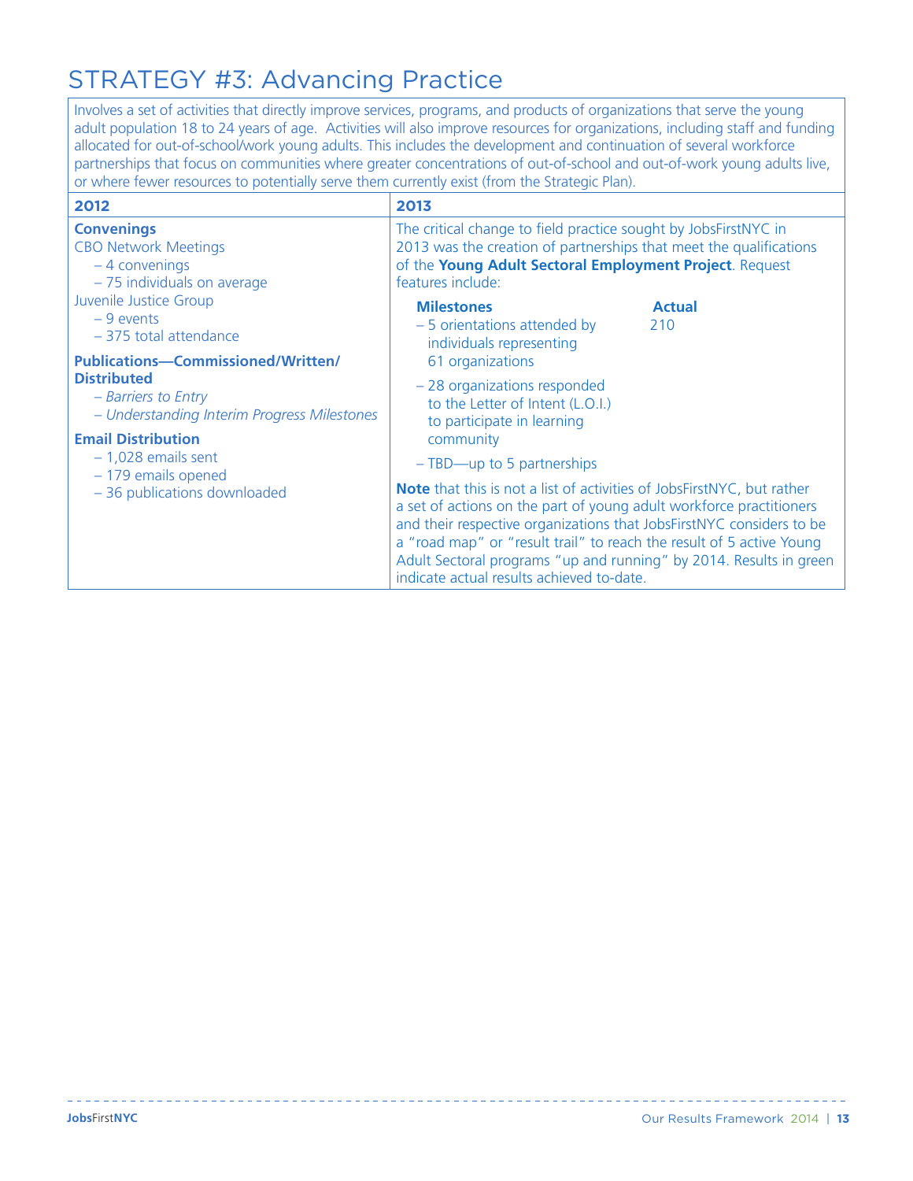# STRATEGY #3: Advancing Practice

Involves a set of activities that directly improve services, programs, and products of organizations that serve the young adult population 18 to 24 years of age. Activities will also improve resources for organizations, including staff and funding allocated for out-of-school/work young adults. This includes the development and continuation of several workforce partnerships that focus on communities where greater concentrations of out-of-school and out-of-work young adults live, or where fewer resources to potentially serve them currently exist (from the Strategic Plan).

## 2012

**Convenings**

CBO Network Meetings
- 4 convenings
- 75 individuals on average

Juvenile Justice Group
- 9 events
- 375 total attendance

**Publications—Commissioned/Written/Distributed**
- *Barriers to Entry*
- *Understanding Interim Progress Milestones*

**Email Distribution**
- 1,028 emails sent
- 179 emails opened
- 36 publications downloaded

## 2013

The critical change to field practice sought by JobsFirstNYC in 2013 was the creation of partnerships that meet the qualifications of the **Young Adult Sectoral Employment Project**. Request features include:

| Milestones | Actual |
|---|---|
| – 5 orientations attended by individuals representing 61 organizations | 210 |
| – 28 organizations responded to the Letter of Intent (L.O.I.) to participate in learning community | |
| – TBD—up to 5 partnerships | |

**Note** that this is not a list of activities of JobsFirstNYC, but rather a set of actions on the part of young adult workforce practitioners and their respective organizations that JobsFirstNYC considers to be a "road map" or "result trail" to reach the result of 5 active Young Adult Sectoral programs "up and running" by 2014. Results in green indicate actual results achieved to-date.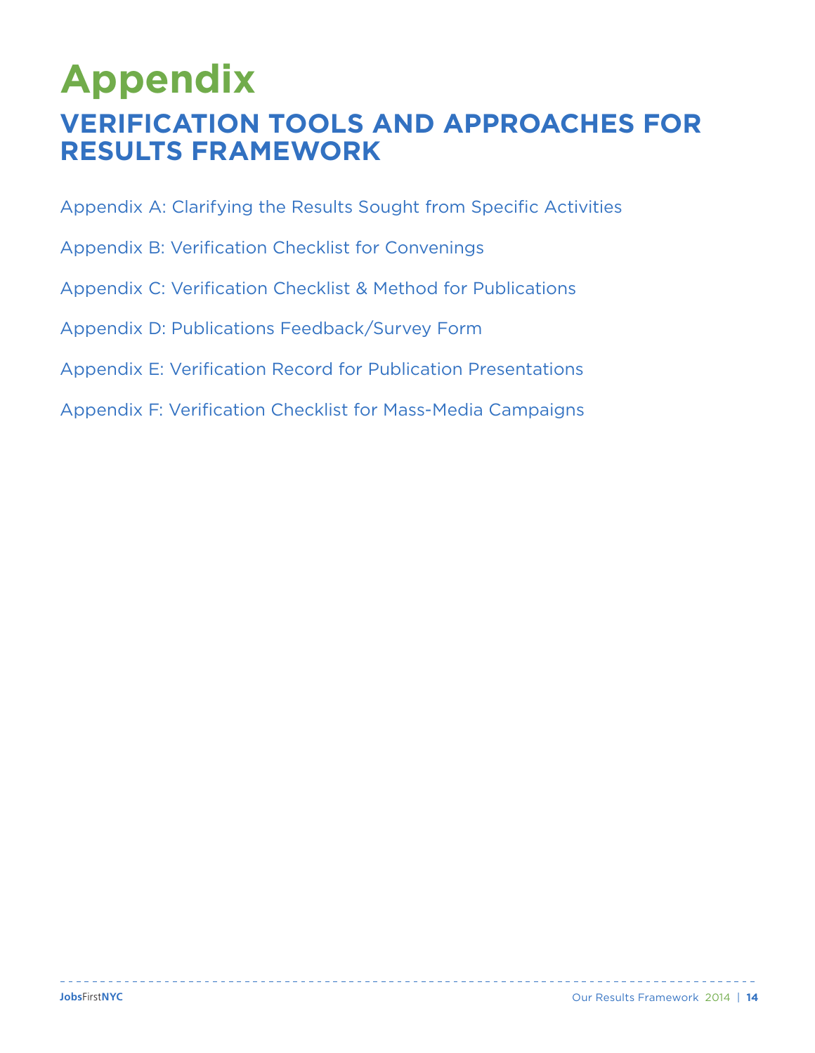# Appendix

## VERIFICATION TOOLS AND APPROACHES FOR RESULTS FRAMEWORK

Appendix A: Clarifying the Results Sought from Specific Activities

Appendix B: Verification Checklist for Convenings

Appendix C: Verification Checklist & Method for Publications

Appendix D: Publications Feedback/Survey Form

Appendix E: Verification Record for Publication Presentations

Appendix F: Verification Checklist for Mass-Media Campaigns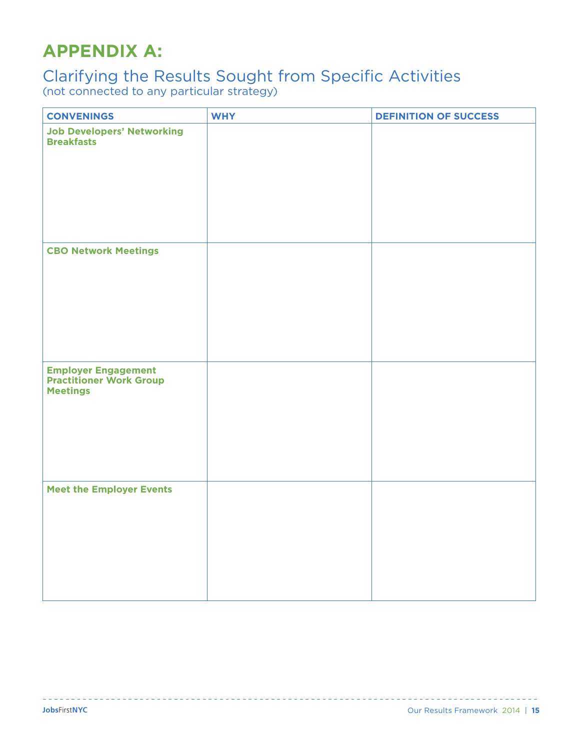# APPENDIX A:

## Clarifying the Results Sought from Specific Activities

(not connected to any particular strategy)

| CONVENINGS | WHY | DEFINITION OF SUCCESS |
|---|---|---|
| **Job Developers' Networking Breakfasts** | | |
| **CBO Network Meetings** | | |
| **Employer Engagement Practitioner Work Group Meetings** | | |
| **Meet the Employer Events** | | |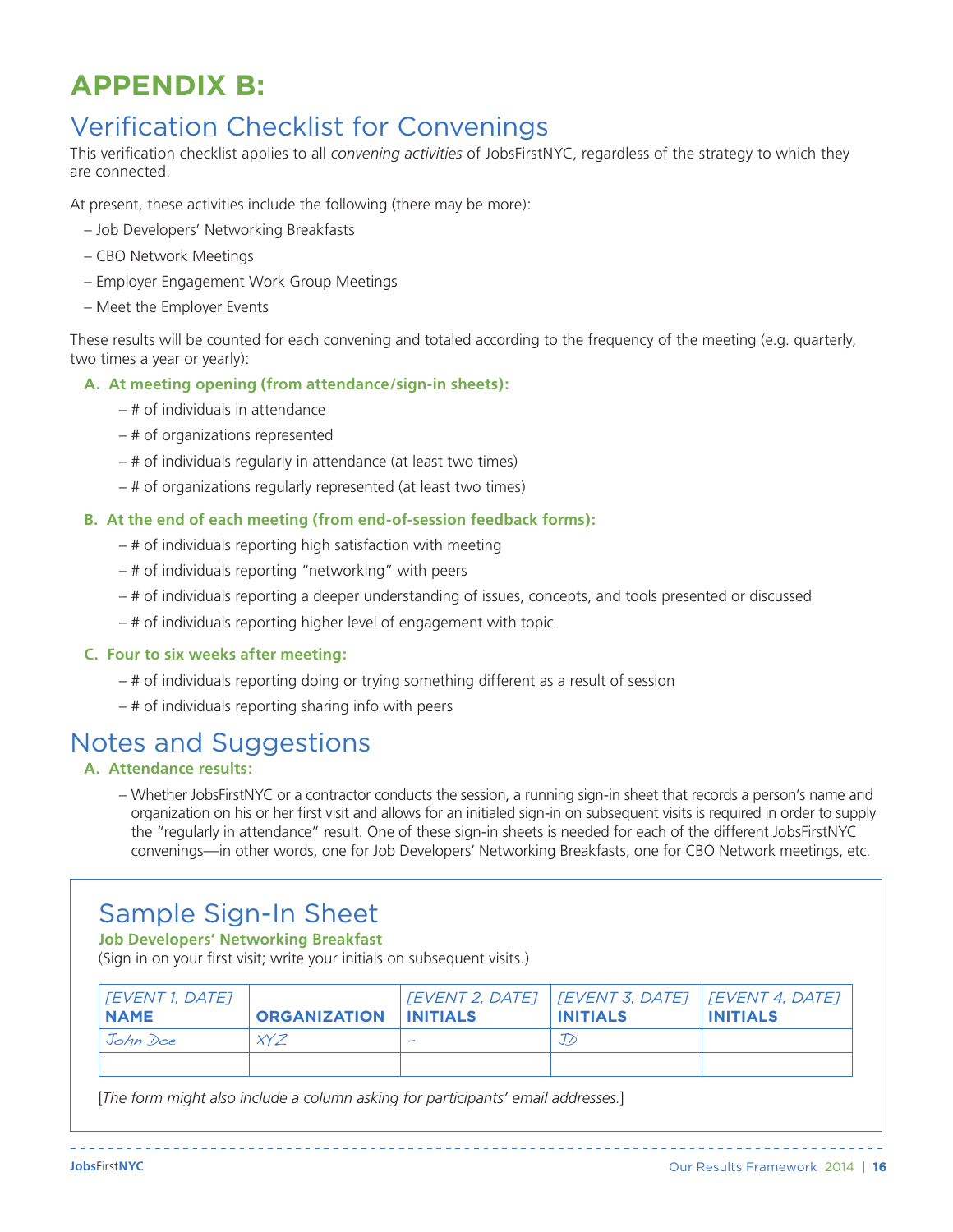# APPENDIX B:

## Verification Checklist for Convenings

This verification checklist applies to all *convening activities* of JobsFirstNYC, regardless of the strategy to which they are connected.

At present, these activities include the following (there may be more):

- Job Developers' Networking Breakfasts
- CBO Network Meetings
- Employer Engagement Work Group Meetings
- Meet the Employer Events

These results will be counted for each convening and totaled according to the frequency of the meeting (e.g. quarterly, two times a year or yearly):

**A. At meeting opening (from attendance/sign-in sheets):**

- # of individuals in attendance
- # of organizations represented
- # of individuals regularly in attendance (at least two times)
- # of organizations regularly represented (at least two times)

**B. At the end of each meeting (from end-of-session feedback forms):**

- # of individuals reporting high satisfaction with meeting
- # of individuals reporting "networking" with peers
- # of individuals reporting a deeper understanding of issues, concepts, and tools presented or discussed
- # of individuals reporting higher level of engagement with topic

**C. Four to six weeks after meeting:**

- # of individuals reporting doing or trying something different as a result of session
- # of individuals reporting sharing info with peers

## Notes and Suggestions

**A. Attendance results:**

- Whether JobsFirstNYC or a contractor conducts the session, a running sign-in sheet that records a person's name and organization on his or her first visit and allows for an initialed sign-in on subsequent visits is required in order to supply the "regularly in attendance" result. One of these sign-in sheets is needed for each of the different JobsFirstNYC convenings—in other words, one for Job Developers' Networking Breakfasts, one for CBO Network meetings, etc.

### Sample Sign-In Sheet

**Job Developers' Networking Breakfast**

(Sign in on your first visit; write your initials on subsequent visits.)

| *[EVENT 1, DATE]* **NAME** | **ORGANIZATION** | *[EVENT 2, DATE]* **INITIALS** | *[EVENT 3, DATE]* **INITIALS** | *[EVENT 4, DATE]* **INITIALS** |
|---|---|---|---|---|
| John Doe | XYZ | – | JD | |
| | | | | |

[*The form might also include a column asking for participants' email addresses.*]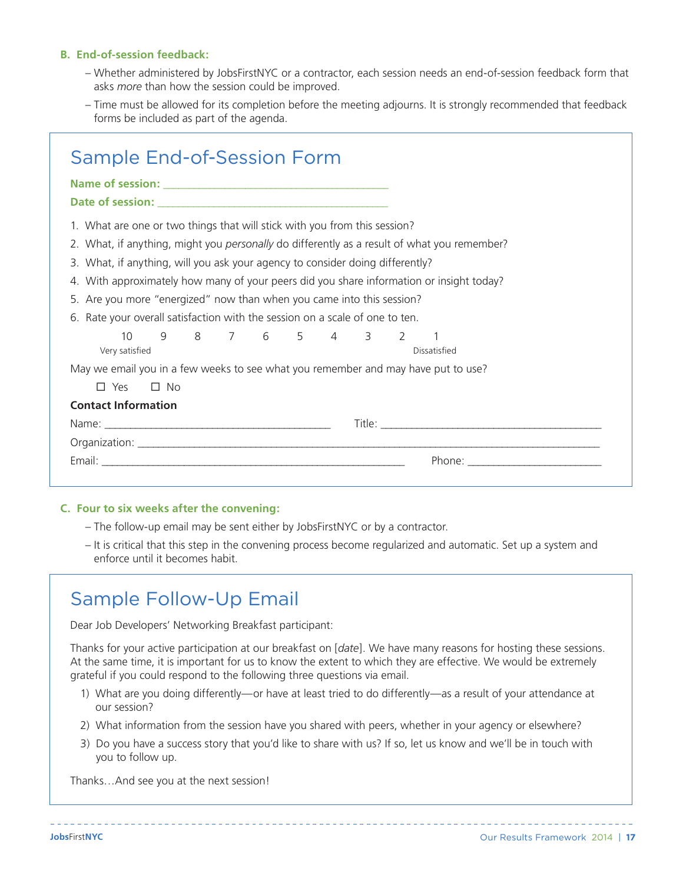**B. End-of-session feedback:**

- Whether administered by JobsFirstNYC or a contractor, each session needs an end-of-session feedback form that asks *more* than how the session could be improved.
- Time must be allowed for its completion before the meeting adjourns. It is strongly recommended that feedback forms be included as part of the agenda.

## Sample End-of-Session Form

**Name of session:** ___________________________________

**Date of session:** ____________________________________

1. What are one or two things that will stick with you from this session?
2. What, if anything, might you *personally* do differently as a result of what you remember?
3. What, if anything, will you ask your agency to consider doing differently?
4. With approximately how many of your peers did you share information or insight today?
5. Are you more "energized" now than when you came into this session?
6. Rate your overall satisfaction with the session on a scale of one to ten.

10 9 8 7 6 5 4 3 2 1

Very satisfied — Dissatisfied

May we email you in a few weeks to see what you remember and may have put to use?

☐ Yes ☐ No

**Contact Information**

Name: ___________________________________ Title: ___________________________________

Organization: _______________________________________________________________________

Email: _______________________________________________ Phone: ______________________

**C. Four to six weeks after the convening:**

- The follow-up email may be sent either by JobsFirstNYC or by a contractor.
- It is critical that this step in the convening process become regularized and automatic. Set up a system and enforce until it becomes habit.

## Sample Follow-Up Email

Dear Job Developers' Networking Breakfast participant:

Thanks for your active participation at our breakfast on [*date*]. We have many reasons for hosting these sessions. At the same time, it is important for us to know the extent to which they are effective. We would be extremely grateful if you could respond to the following three questions via email.

1) What are you doing differently—or have at least tried to do differently—as a result of your attendance at our session?

2) What information from the session have you shared with peers, whether in your agency or elsewhere?

3) Do you have a success story that you'd like to share with us? If so, let us know and we'll be in touch with you to follow up.

Thanks…And see you at the next session!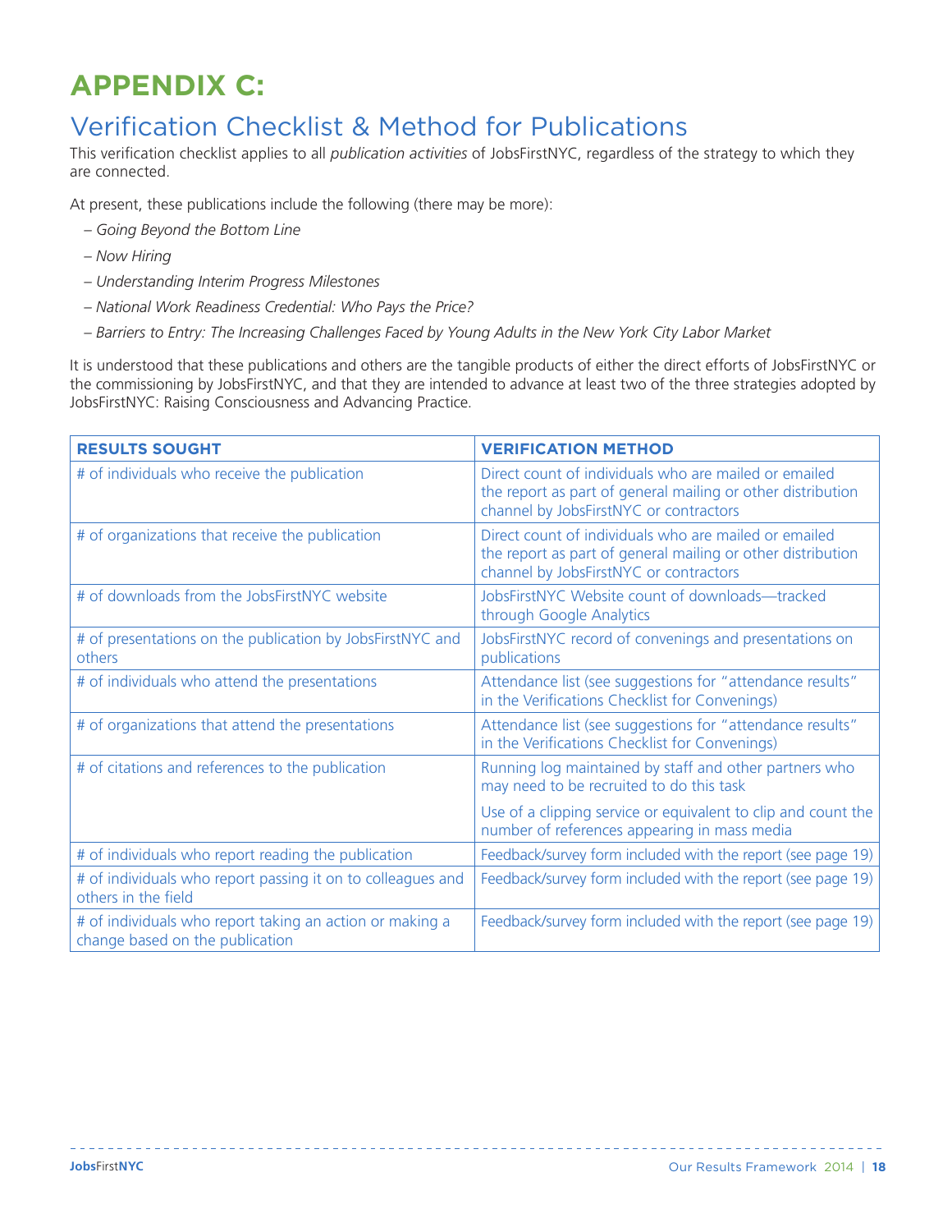# APPENDIX C:

## Verification Checklist & Method for Publications

This verification checklist applies to all *publication activities* of JobsFirstNYC, regardless of the strategy to which they are connected.

At present, these publications include the following (there may be more):

- *Going Beyond the Bottom Line*
- *Now Hiring*
- *Understanding Interim Progress Milestones*
- *National Work Readiness Credential: Who Pays the Price?*
- *Barriers to Entry: The Increasing Challenges Faced by Young Adults in the New York City Labor Market*

It is understood that these publications and others are the tangible products of either the direct efforts of JobsFirstNYC or the commissioning by JobsFirstNYC, and that they are intended to advance at least two of the three strategies adopted by JobsFirstNYC: Raising Consciousness and Advancing Practice.

| RESULTS SOUGHT | VERIFICATION METHOD |
|---|---|
| # of individuals who receive the publication | Direct count of individuals who are mailed or emailed the report as part of general mailing or other distribution channel by JobsFirstNYC or contractors |
| # of organizations that receive the publication | Direct count of individuals who are mailed or emailed the report as part of general mailing or other distribution channel by JobsFirstNYC or contractors |
| # of downloads from the JobsFirstNYC website | JobsFirstNYC Website count of downloads—tracked through Google Analytics |
| # of presentations on the publication by JobsFirstNYC and others | JobsFirstNYC record of convenings and presentations on publications |
| # of individuals who attend the presentations | Attendance list (see suggestions for "attendance results" in the Verifications Checklist for Convenings) |
| # of organizations that attend the presentations | Attendance list (see suggestions for "attendance results" in the Verifications Checklist for Convenings) |
| # of citations and references to the publication | Running log maintained by staff and other partners who may need to be recruited to do this task<br><br>Use of a clipping service or equivalent to clip and count the number of references appearing in mass media |
| # of individuals who report reading the publication | Feedback/survey form included with the report (see page 19) |
| # of individuals who report passing it on to colleagues and others in the field | Feedback/survey form included with the report (see page 19) |
| # of individuals who report taking an action or making a change based on the publication | Feedback/survey form included with the report (see page 19) |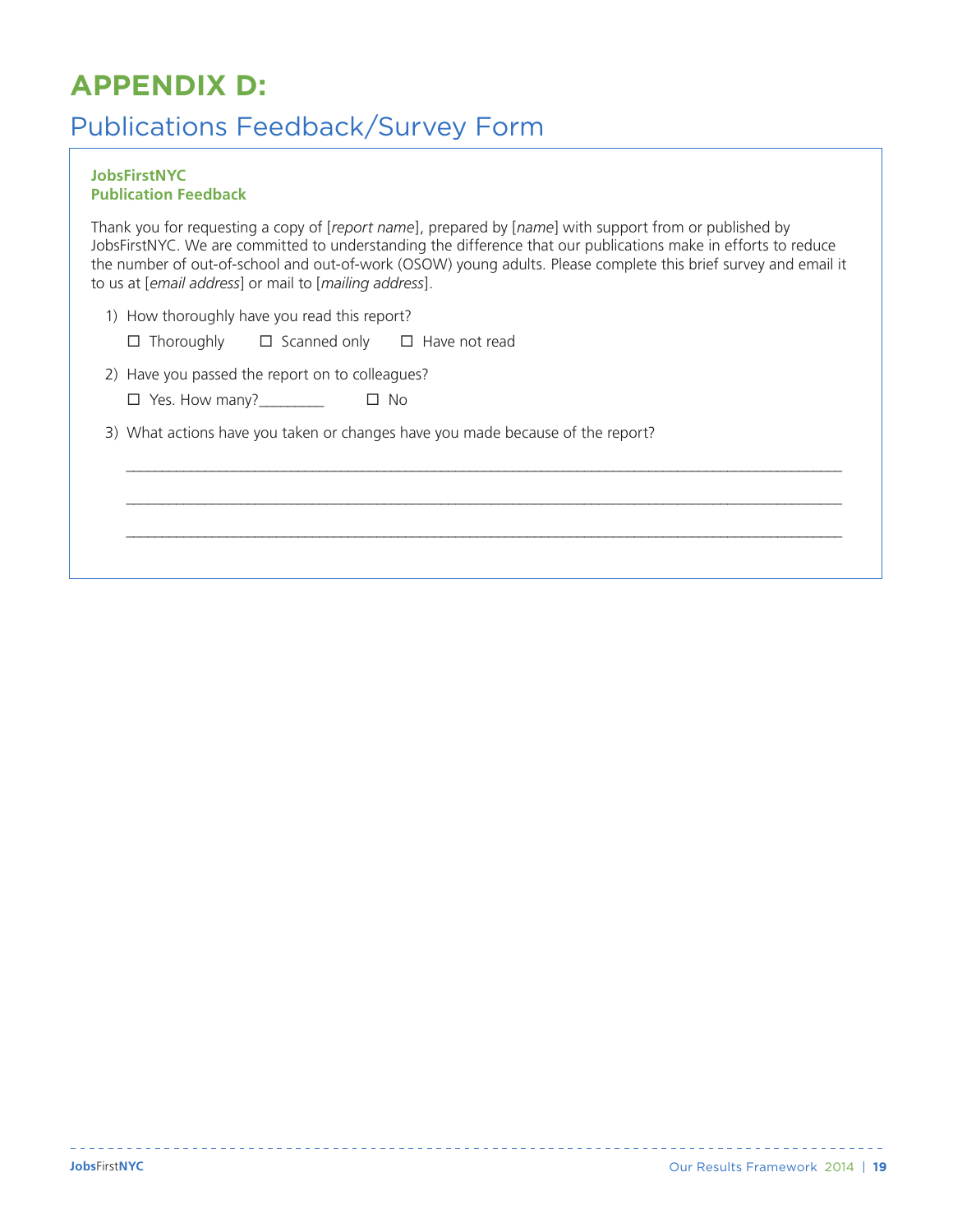# APPENDIX D:

## Publications Feedback/Survey Form

**JobsFirstNYC**
**Publication Feedback**

Thank you for requesting a copy of [*report name*], prepared by [*name*] with support from or published by JobsFirstNYC. We are committed to understanding the difference that our publications make in efforts to reduce the number of out-of-school and out-of-work (OSOW) young adults. Please complete this brief survey and email it to us at [*email address*] or mail to [*mailing address*].

1) How thoroughly have you read this report?

   ☐ Thoroughly ☐ Scanned only ☐ Have not read

2) Have you passed the report on to colleagues?

   ☐ Yes. How many?_________ ☐ No

3) What actions have you taken or changes have you made because of the report?

   ______________________________________________________________________________________

   ______________________________________________________________________________________

   ______________________________________________________________________________________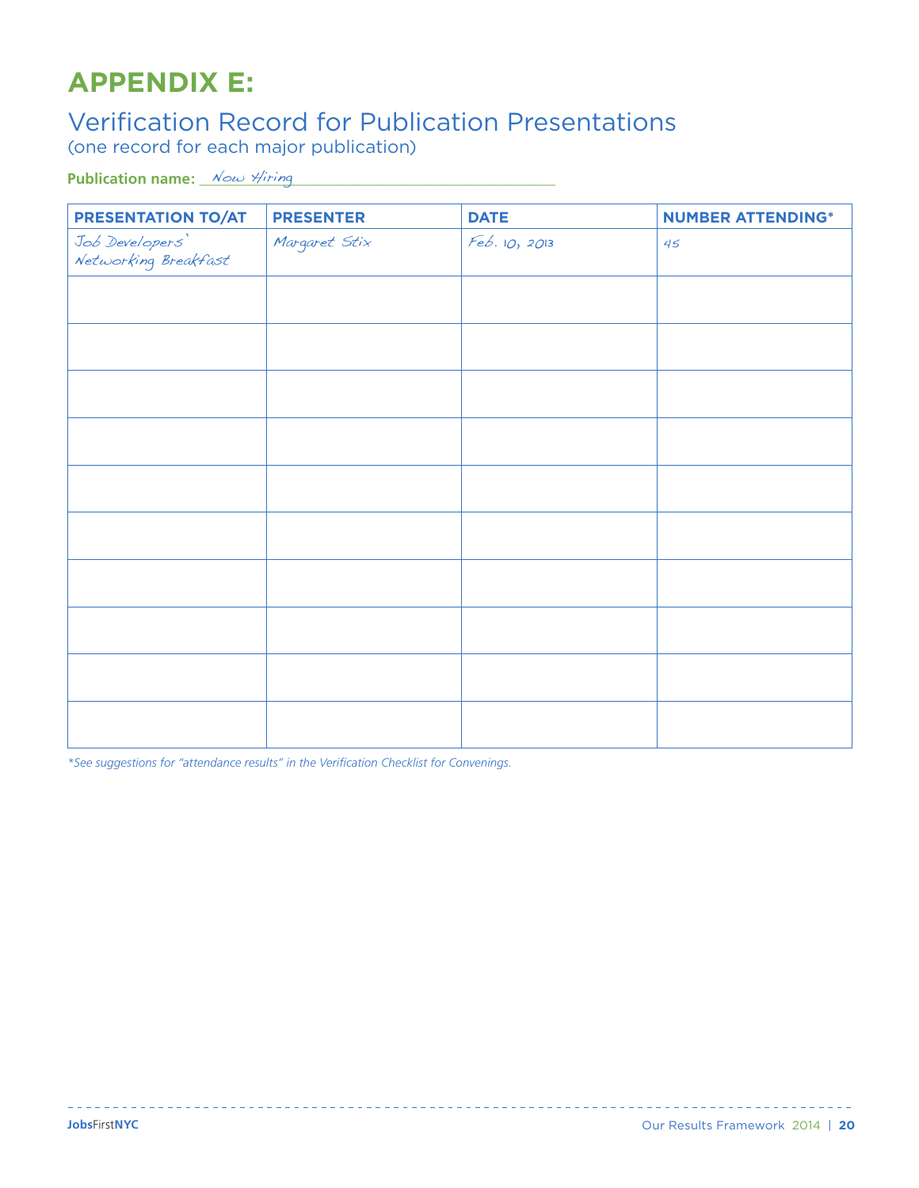# APPENDIX E:

## Verification Record for Publication Presentations

(one record for each major publication)

**Publication name:** Now Hiring

| PRESENTATION TO/AT | PRESENTER | DATE | NUMBER ATTENDING* |
|---|---|---|---|
| Job Developers' Networking Breakfast | Margaret Stix | Feb. 10, 2013 | 45 |
| | | | |
| | | | |
| | | | |
| | | | |
| | | | |
| | | | |
| | | | |
| | | | |
| | | | |
| | | | |

*\*See suggestions for "attendance results" in the Verification Checklist for Convenings.*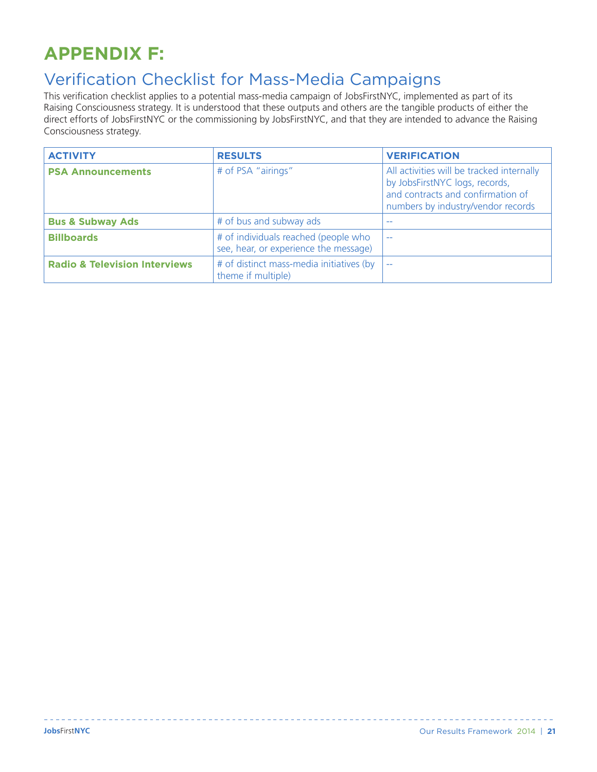# APPENDIX F:

## Verification Checklist for Mass-Media Campaigns

This verification checklist applies to a potential mass-media campaign of JobsFirstNYC, implemented as part of its Raising Consciousness strategy. It is understood that these outputs and others are the tangible products of either the direct efforts of JobsFirstNYC or the commissioning by JobsFirstNYC, and that they are intended to advance the Raising Consciousness strategy.

| ACTIVITY | RESULTS | VERIFICATION |
|---|---|---|
| **PSA Announcements** | # of PSA "airings" | All activities will be tracked internally by JobsFirstNYC logs, records, and contracts and confirmation of numbers by industry/vendor records |
| **Bus & Subway Ads** | # of bus and subway ads | -- |
| **Billboards** | # of individuals reached (people who see, hear, or experience the message) | -- |
| **Radio & Television Interviews** | # of distinct mass-media initiatives (by theme if multiple) | -- |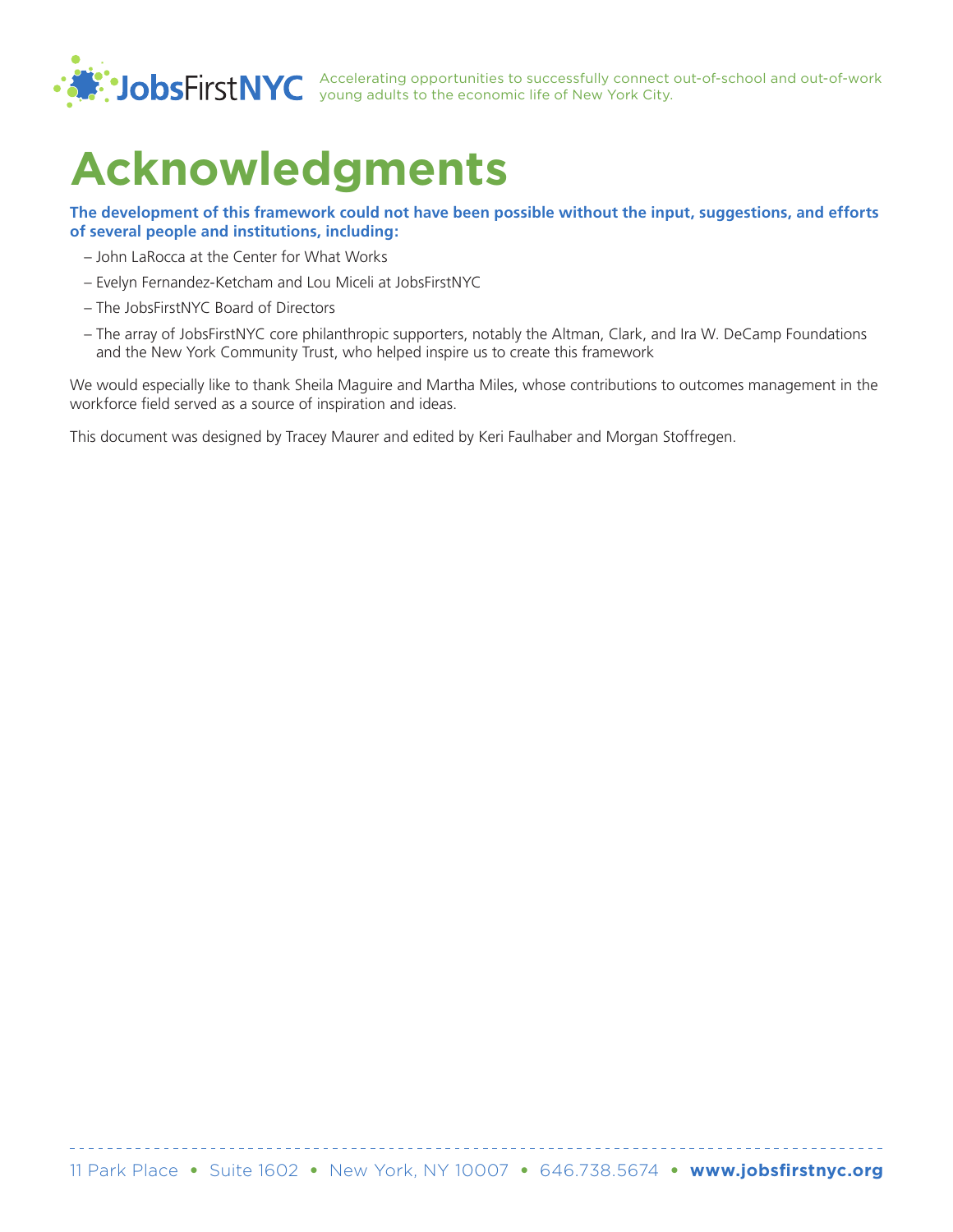JobsFirstNYC

Accelerating opportunities to successfully connect out-of-school and out-of-work young adults to the economic life of New York City.

# Acknowledgments

**The development of this framework could not have been possible without the input, suggestions, and efforts of several people and institutions, including:**

- John LaRocca at the Center for What Works
- Evelyn Fernandez-Ketcham and Lou Miceli at JobsFirstNYC
- The JobsFirstNYC Board of Directors
- The array of JobsFirstNYC core philanthropic supporters, notably the Altman, Clark, and Ira W. DeCamp Foundations and the New York Community Trust, who helped inspire us to create this framework

We would especially like to thank Sheila Maguire and Martha Miles, whose contributions to outcomes management in the workforce field served as a source of inspiration and ideas.

This document was designed by Tracey Maurer and edited by Keri Faulhaber and Morgan Stoffregen.

11 Park Place • Suite 1602 • New York, NY 10007 • 646.738.5674 • **www.jobsfirstnyc.org**